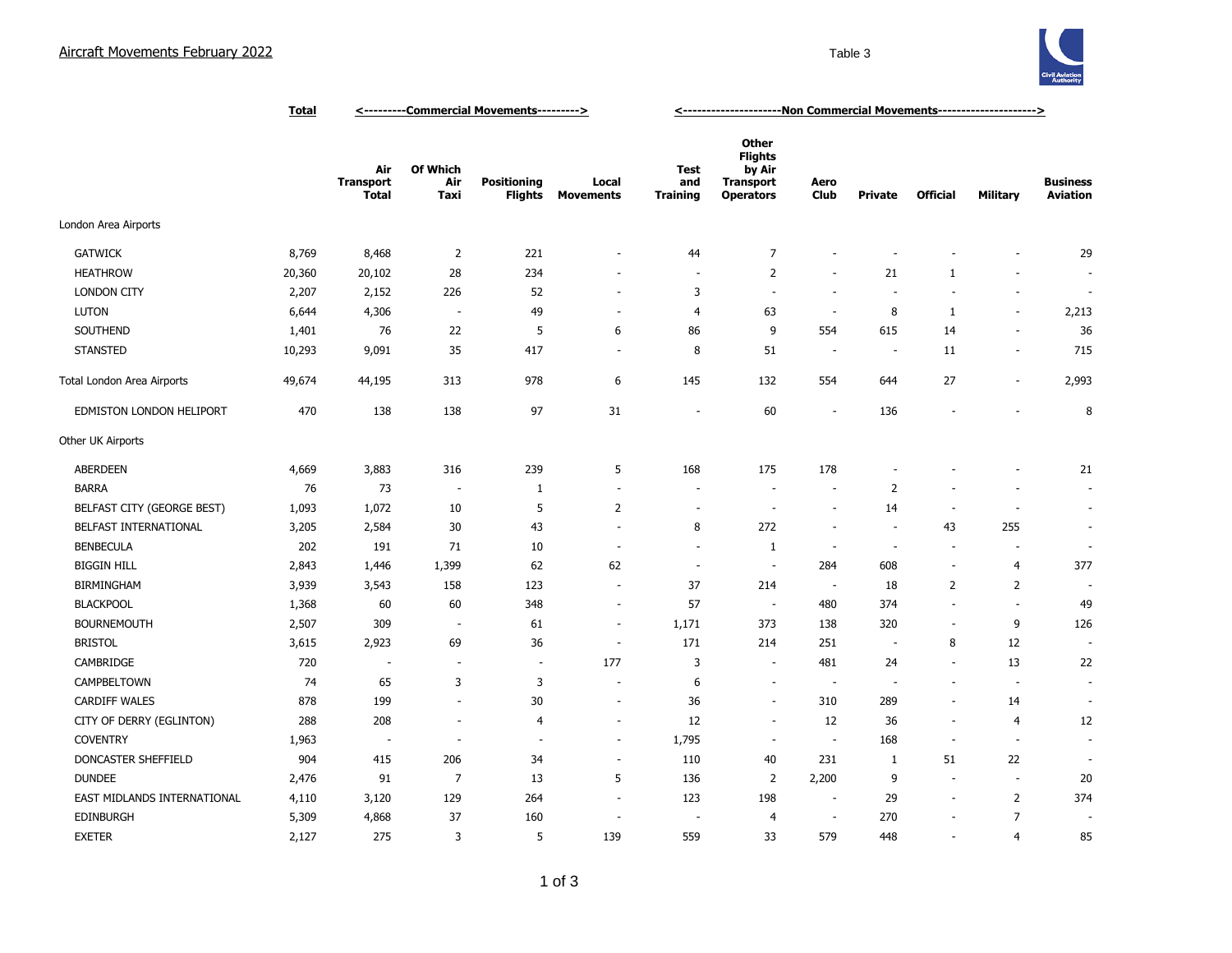# Aircraft Movements February 2022

Table 3

| | Total | <---------Commercial Movements---------> | | | | <---------------------Non Commercial Movements---------------------> | | | | | | |
|---|---|---|---|---|---|---|---|---|---|---|---|---|
| | | Air Transport Total | Of Which Air Taxi | Positioning Flights | Local Movements | Test and Training | Other Flights by Air Transport Operators | Aero Club | Private | Official | Military | Business Aviation |
| London Area Airports | | | | | | | | | | | | |
| GATWICK | 8,769 | 8,468 | 2 | 221 | - | 44 | 7 | - | - | - | - | 29 |
| HEATHROW | 20,360 | 20,102 | 28 | 234 | - | - | 2 | - | 21 | 1 | - | - |
| LONDON CITY | 2,207 | 2,152 | 226 | 52 | - | 3 | - | - | - | - | - | - |
| LUTON | 6,644 | 4,306 | - | 49 | - | 4 | 63 | - | 8 | 1 | - | 2,213 |
| SOUTHEND | 1,401 | 76 | 22 | 5 | 6 | 86 | 9 | 554 | 615 | 14 | - | 36 |
| STANSTED | 10,293 | 9,091 | 35 | 417 | - | 8 | 51 | - | - | 11 | - | 715 |
| Total London Area Airports | 49,674 | 44,195 | 313 | 978 | 6 | 145 | 132 | 554 | 644 | 27 | - | 2,993 |
| EDMISTON LONDON HELIPORT | 470 | 138 | 138 | 97 | 31 | - | 60 | - | 136 | - | - | 8 |
| Other UK Airports | | | | | | | | | | | | |
| ABERDEEN | 4,669 | 3,883 | 316 | 239 | 5 | 168 | 175 | 178 | - | - | - | 21 |
| BARRA | 76 | 73 | - | 1 | - | - | - | - | 2 | - | - | - |
| BELFAST CITY (GEORGE BEST) | 1,093 | 1,072 | 10 | 5 | 2 | - | - | - | 14 | - | - | - |
| BELFAST INTERNATIONAL | 3,205 | 2,584 | 30 | 43 | - | 8 | 272 | - | - | 43 | 255 | - |
| BENBECULA | 202 | 191 | 71 | 10 | - | - | 1 | - | - | - | - | - |
| BIGGIN HILL | 2,843 | 1,446 | 1,399 | 62 | 62 | - | - | 284 | 608 | - | 4 | 377 |
| BIRMINGHAM | 3,939 | 3,543 | 158 | 123 | - | 37 | 214 | - | 18 | 2 | 2 | - |
| BLACKPOOL | 1,368 | 60 | 60 | 348 | - | 57 | - | 480 | 374 | - | - | 49 |
| BOURNEMOUTH | 2,507 | 309 | - | 61 | - | 1,171 | 373 | 138 | 320 | - | 9 | 126 |
| BRISTOL | 3,615 | 2,923 | 69 | 36 | - | 171 | 214 | 251 | - | 8 | 12 | - |
| CAMBRIDGE | 720 | - | - | - | 177 | 3 | - | 481 | 24 | - | 13 | 22 |
| CAMPBELTOWN | 74 | 65 | 3 | 3 | - | 6 | - | - | - | - | - | - |
| CARDIFF WALES | 878 | 199 | - | 30 | - | 36 | - | 310 | 289 | - | 14 | - |
| CITY OF DERRY (EGLINTON) | 288 | 208 | - | 4 | - | 12 | - | 12 | 36 | - | 4 | 12 |
| COVENTRY | 1,963 | - | - | - | - | 1,795 | - | - | 168 | - | - | - |
| DONCASTER SHEFFIELD | 904 | 415 | 206 | 34 | - | 110 | 40 | 231 | 1 | 51 | 22 | - |
| DUNDEE | 2,476 | 91 | 7 | 13 | 5 | 136 | 2 | 2,200 | 9 | - | - | 20 |
| EAST MIDLANDS INTERNATIONAL | 4,110 | 3,120 | 129 | 264 | - | 123 | 198 | - | 29 | - | 2 | 374 |
| EDINBURGH | 5,309 | 4,868 | 37 | 160 | - | - | 4 | - | 270 | - | 7 | - |
| EXETER | 2,127 | 275 | 3 | 5 | 139 | 559 | 33 | 579 | 448 | - | 4 | 85 |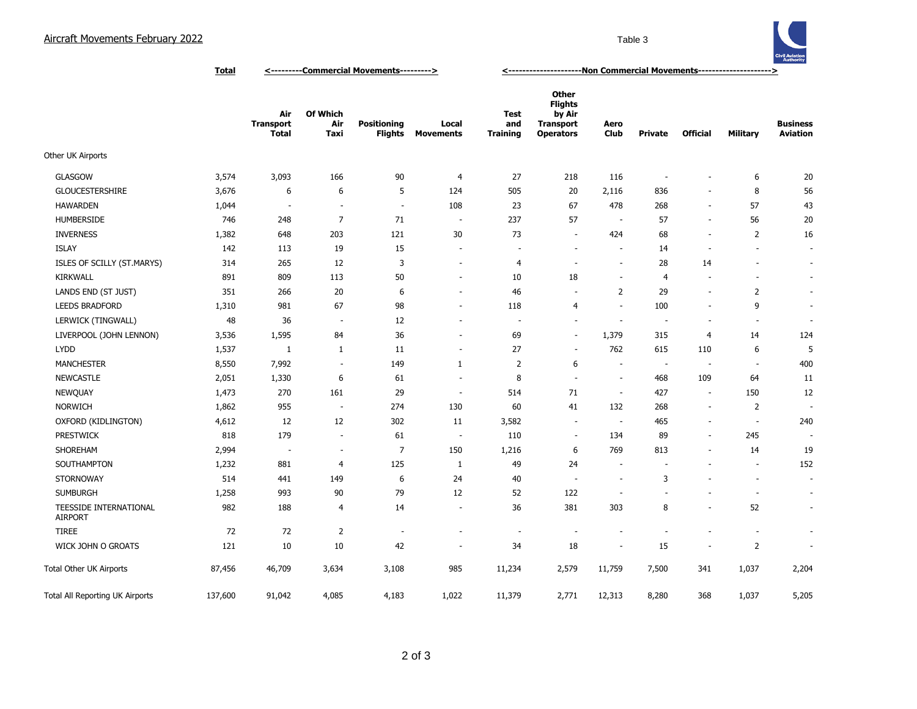# Aircraft Movements February 2022

Table 3

| | Total | Commercial Movements | | | | Non Commercial Movements | | | | | | |
|---|---|---|---|---|---|---|---|---|---|---|---|---|
| | | Air Transport Total | Of Which Air Taxi | Positioning Flights | Local Movements | Test and Training | Other Flights by Air Transport Operators | Aero Club | Private | Official | Military | Business Aviation |
| **Other UK Airports** | | | | | | | | | | | | |
| GLASGOW | 3,574 | 3,093 | 166 | 90 | 4 | 27 | 218 | 116 | - | - | 6 | 20 |
| GLOUCESTERSHIRE | 3,676 | 6 | 6 | 5 | 124 | 505 | 20 | 2,116 | 836 | - | 8 | 56 |
| HAWARDEN | 1,044 | - | - | - | 108 | 23 | 67 | 478 | 268 | - | 57 | 43 |
| HUMBERSIDE | 746 | 248 | 7 | 71 | - | 237 | 57 | - | 57 | - | 56 | 20 |
| INVERNESS | 1,382 | 648 | 203 | 121 | 30 | 73 | - | 424 | 68 | - | 2 | 16 |
| ISLAY | 142 | 113 | 19 | 15 | - | - | - | - | 14 | - | - | - |
| ISLES OF SCILLY (ST.MARYS) | 314 | 265 | 12 | 3 | - | 4 | - | - | 28 | 14 | - | - |
| KIRKWALL | 891 | 809 | 113 | 50 | - | 10 | 18 | - | 4 | - | - | - |
| LANDS END (ST JUST) | 351 | 266 | 20 | 6 | - | 46 | - | 2 | 29 | - | 2 | - |
| LEEDS BRADFORD | 1,310 | 981 | 67 | 98 | - | 118 | 4 | - | 100 | - | 9 | - |
| LERWICK (TINGWALL) | 48 | 36 | - | 12 | - | - | - | - | - | - | - | - |
| LIVERPOOL (JOHN LENNON) | 3,536 | 1,595 | 84 | 36 | - | 69 | - | 1,379 | 315 | 4 | 14 | 124 |
| LYDD | 1,537 | 1 | 1 | 11 | - | 27 | - | 762 | 615 | 110 | 6 | 5 |
| MANCHESTER | 8,550 | 7,992 | - | 149 | 1 | 2 | 6 | - | - | - | - | 400 |
| NEWCASTLE | 2,051 | 1,330 | 6 | 61 | - | 8 | - | - | 468 | 109 | 64 | 11 |
| NEWQUAY | 1,473 | 270 | 161 | 29 | - | 514 | 71 | - | 427 | - | 150 | 12 |
| NORWICH | 1,862 | 955 | - | 274 | 130 | 60 | 41 | 132 | 268 | - | 2 | - |
| OXFORD (KIDLINGTON) | 4,612 | 12 | 12 | 302 | 11 | 3,582 | - | - | 465 | - | - | 240 |
| PRESTWICK | 818 | 179 | - | 61 | - | 110 | - | 134 | 89 | - | 245 | - |
| SHOREHAM | 2,994 | - | - | 7 | 150 | 1,216 | 6 | 769 | 813 | - | 14 | 19 |
| SOUTHAMPTON | 1,232 | 881 | 4 | 125 | 1 | 49 | 24 | - | - | - | - | 152 |
| STORNOWAY | 514 | 441 | 149 | 6 | 24 | 40 | - | - | 3 | - | - | - |
| SUMBURGH | 1,258 | 993 | 90 | 79 | 12 | 52 | 122 | - | - | - | - | - |
| TEESSIDE INTERNATIONAL AIRPORT | 982 | 188 | 4 | 14 | - | 36 | 381 | 303 | 8 | - | 52 | - |
| TIREE | 72 | 72 | 2 | - | - | - | - | - | - | - | - | - |
| WICK JOHN O GROATS | 121 | 10 | 10 | 42 | - | 34 | 18 | - | 15 | - | 2 | - |
| Total Other UK Airports | 87,456 | 46,709 | 3,634 | 3,108 | 985 | 11,234 | 2,579 | 11,759 | 7,500 | 341 | 1,037 | 2,204 |
| Total All Reporting UK Airports | 137,600 | 91,042 | 4,085 | 4,183 | 1,022 | 11,379 | 2,771 | 12,313 | 8,280 | 368 | 1,037 | 5,205 |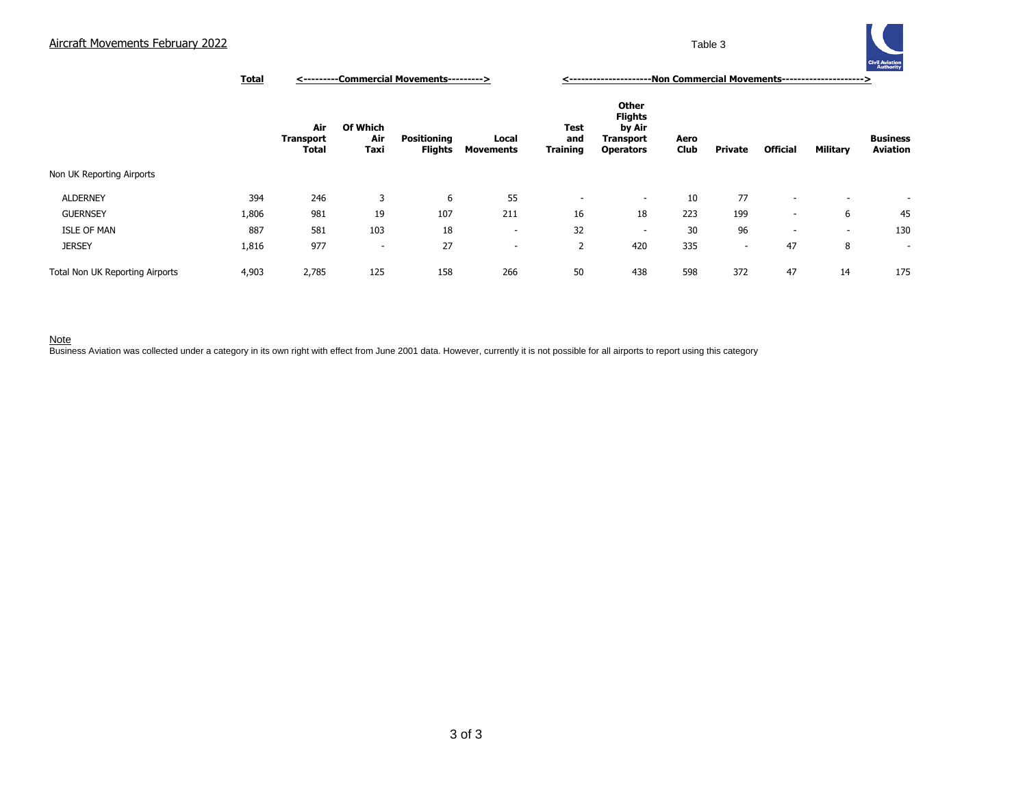Aircraft Movements February 2022

Table 3

| | Total | <---------Commercial Movements---------> | | | | <---------------------Non Commercial Movements---------------------> | | | | | | |
|---|---|---|---|---|---|---|---|---|---|---|---|---|
| | | Air Transport Total | Of Which Air Taxi | Positioning Flights | Local Movements | Test and Training | Other Flights by Air Transport Operators | Aero Club | Private | Official | Military | Business Aviation |
| Non UK Reporting Airports | | | | | | | | | | | | |
| ALDERNEY | 394 | 246 | 3 | 6 | 55 | - | - | 10 | 77 | - | - | - |
| GUERNSEY | 1,806 | 981 | 19 | 107 | 211 | 16 | 18 | 223 | 199 | - | 6 | 45 |
| ISLE OF MAN | 887 | 581 | 103 | 18 | - | 32 | - | 30 | 96 | - | - | 130 |
| JERSEY | 1,816 | 977 | - | 27 | - | 2 | 420 | 335 | - | 47 | 8 | - |
| Total Non UK Reporting Airports | 4,903 | 2,785 | 125 | 158 | 266 | 50 | 438 | 598 | 372 | 47 | 14 | 175 |

Note

Business Aviation was collected under a category in its own right with effect from June 2001 data. However, currently it is not possible for all airports to report using this category